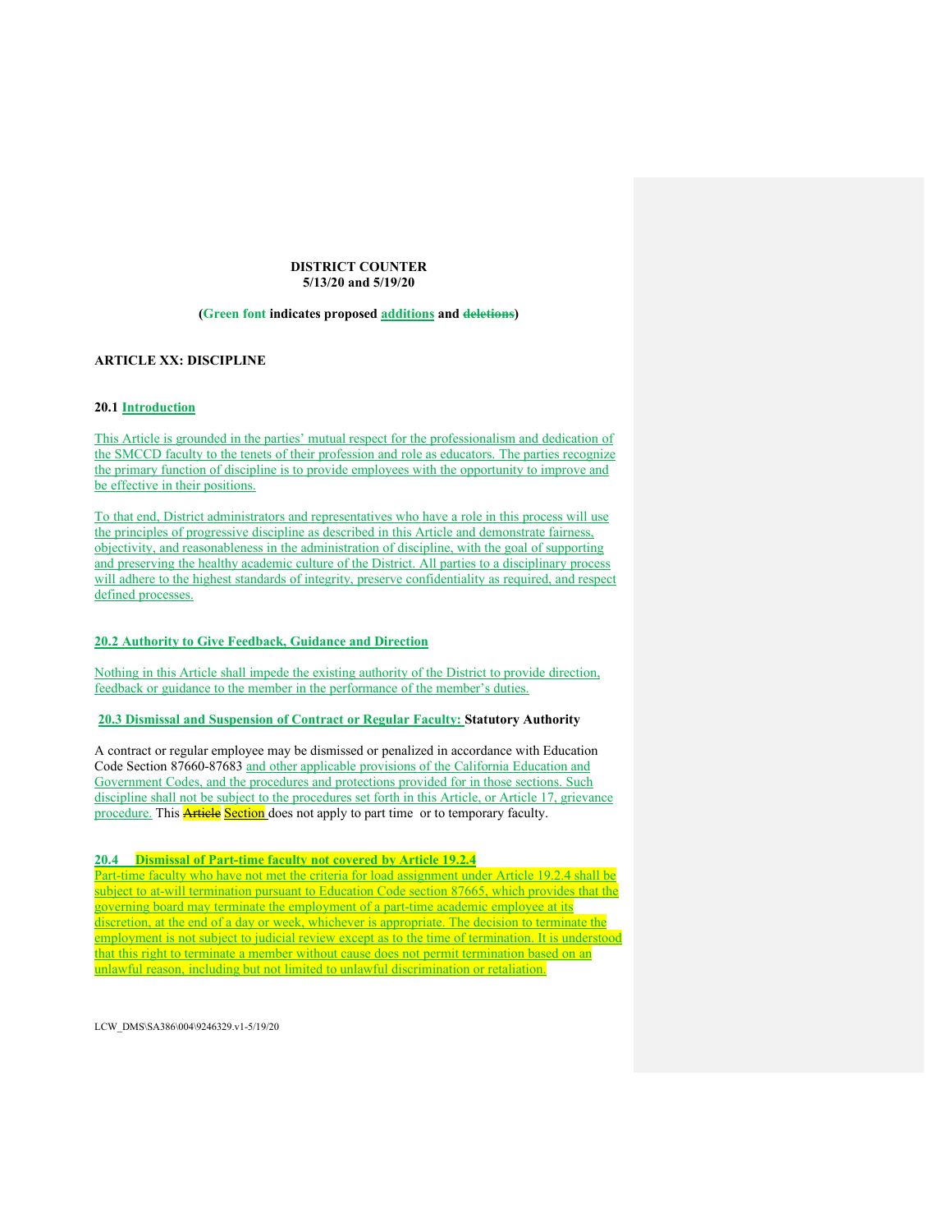**DISTRICT COUNTER**
**5/13/20 and 5/19/20**

**(Green font indicates proposed additions and ~~deletions~~)**

**ARTICLE XX: DISCIPLINE**

**20.1 Introduction**

This Article is grounded in the parties' mutual respect for the professionalism and dedication of the SMCCD faculty to the tenets of their profession and role as educators. The parties recognize the primary function of discipline is to provide employees with the opportunity to improve and be effective in their positions.

To that end, District administrators and representatives who have a role in this process will use the principles of progressive discipline as described in this Article and demonstrate fairness, objectivity, and reasonableness in the administration of discipline, with the goal of supporting and preserving the healthy academic culture of the District. All parties to a disciplinary process will adhere to the highest standards of integrity, preserve confidentiality as required, and respect defined processes.

**20.2 Authority to Give Feedback, Guidance and Direction**

Nothing in this Article shall impede the existing authority of the District to provide direction, feedback or guidance to the member in the performance of the member's duties.

**20.3 Dismissal and Suspension of Contract or Regular Faculty: Statutory Authority**

A contract or regular employee may be dismissed or penalized in accordance with Education Code Section 87660-87683 and other applicable provisions of the California Education and Government Codes, and the procedures and protections provided for in those sections. Such discipline shall not be subject to the procedures set forth in this Article, or Article 17, grievance procedure. This ~~Article~~ Section does not apply to part time or to temporary faculty.

**20.4 Dismissal of Part-time faculty not covered by Article 19.2.4**

Part-time faculty who have not met the criteria for load assignment under Article 19.2.4 shall be subject to at-will termination pursuant to Education Code section 87665, which provides that the governing board may terminate the employment of a part-time academic employee at its discretion, at the end of a day or week, whichever is appropriate. The decision to terminate the employment is not subject to judicial review except as to the time of termination. It is understood that this right to terminate a member without cause does not permit termination based on an unlawful reason, including but not limited to unlawful discrimination or retaliation.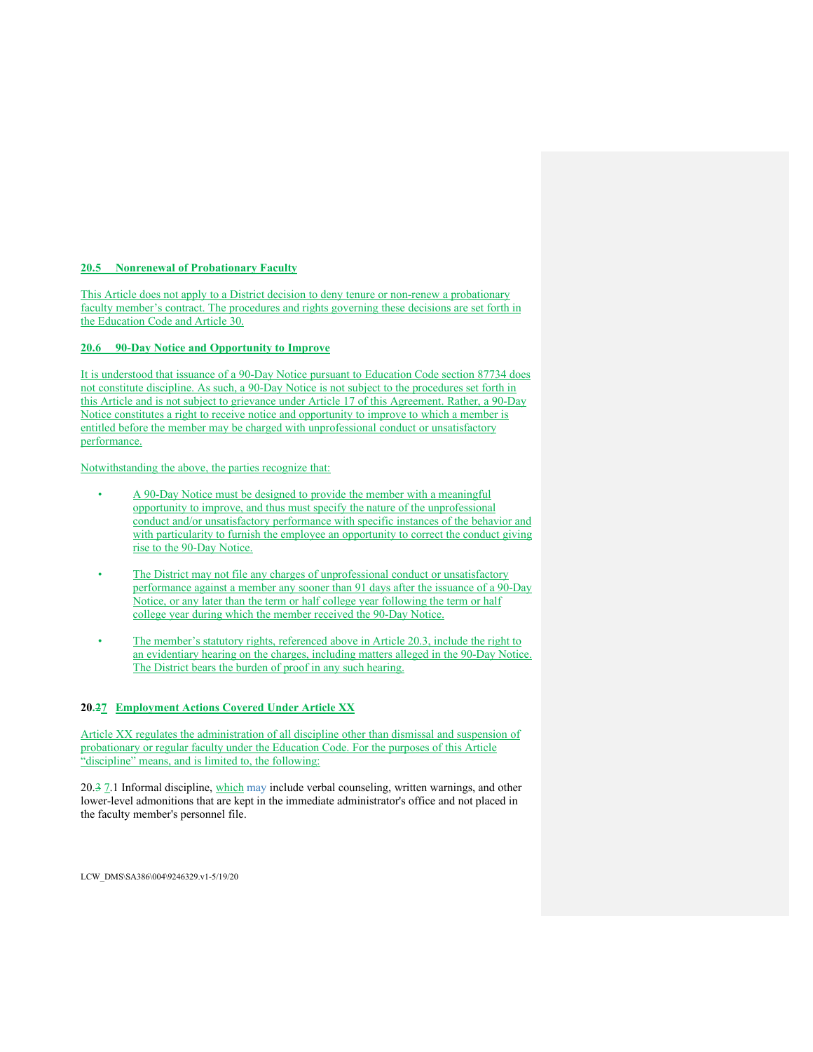**20.5 Nonrenewal of Probationary Faculty**

This Article does not apply to a District decision to deny tenure or non-renew a probationary faculty member's contract. The procedures and rights governing these decisions are set forth in the Education Code and Article 30.

**20.6 90-Day Notice and Opportunity to Improve**

It is understood that issuance of a 90-Day Notice pursuant to Education Code section 87734 does not constitute discipline. As such, a 90-Day Notice is not subject to the procedures set forth in this Article and is not subject to grievance under Article 17 of this Agreement. Rather, a 90-Day Notice constitutes a right to receive notice and opportunity to improve to which a member is entitled before the member may be charged with unprofessional conduct or unsatisfactory performance.

Notwithstanding the above, the parties recognize that:

- A 90-Day Notice must be designed to provide the member with a meaningful opportunity to improve, and thus must specify the nature of the unprofessional conduct and/or unsatisfactory performance with specific instances of the behavior and with particularity to furnish the employee an opportunity to correct the conduct giving rise to the 90-Day Notice.

- The District may not file any charges of unprofessional conduct or unsatisfactory performance against a member any sooner than 91 days after the issuance of a 90-Day Notice, or any later than the term or half college year following the term or half college year during which the member received the 90-Day Notice.

- The member's statutory rights, referenced above in Article 20.3, include the right to an evidentiary hearing on the charges, including matters alleged in the 90-Day Notice. The District bears the burden of proof in any such hearing.

**20.~~2~~7 Employment Actions Covered Under Article XX**

Article XX regulates the administration of all discipline other than dismissal and suspension of probationary or regular faculty under the Education Code. For the purposes of this Article "discipline" means, and is limited to, the following:

20.~~3~~ 7.1 Informal discipline, which may include verbal counseling, written warnings, and other lower-level admonitions that are kept in the immediate administrator's office and not placed in the faculty member's personnel file.

LCW_DMS\SA386\004\9246329.v1-5/19/20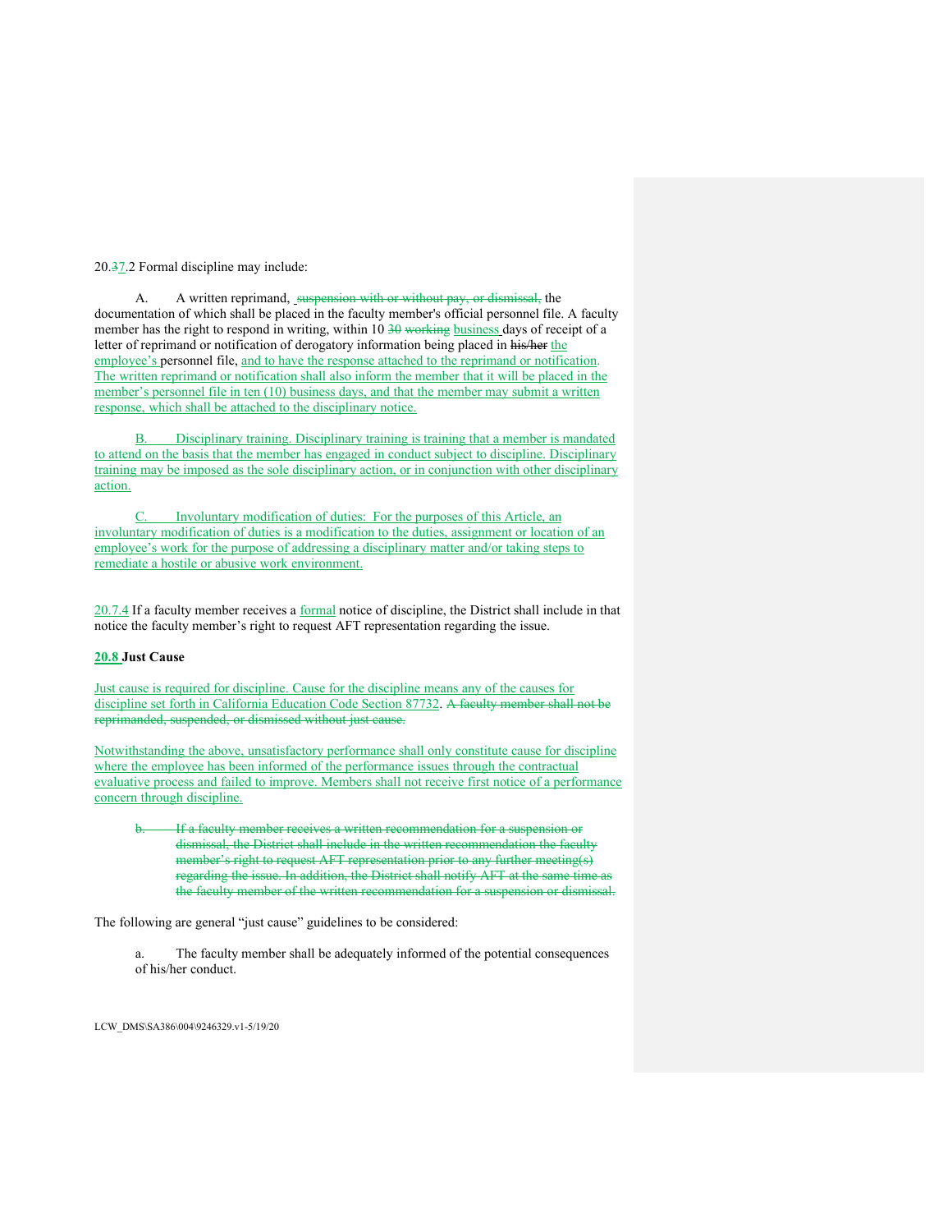20.37.2 Formal discipline may include:

A. A written reprimand, suspension with or without pay, or dismissal, the documentation of which shall be placed in the faculty member's official personnel file. A faculty member has the right to respond in writing, within 10 30 working business days of receipt of a letter of reprimand or notification of derogatory information being placed in his/her the employee's personnel file, and to have the response attached to the reprimand or notification. The written reprimand or notification shall also inform the member that it will be placed in the member's personnel file in ten (10) business days, and that the member may submit a written response, which shall be attached to the disciplinary notice.

B. Disciplinary training. Disciplinary training is training that a member is mandated to attend on the basis that the member has engaged in conduct subject to discipline. Disciplinary training may be imposed as the sole disciplinary action, or in conjunction with other disciplinary action.

C. Involuntary modification of duties: For the purposes of this Article, an involuntary modification of duties is a modification to the duties, assignment or location of an employee's work for the purpose of addressing a disciplinary matter and/or taking steps to remediate a hostile or abusive work environment.

20.7.4 If a faculty member receives a formal notice of discipline, the District shall include in that notice the faculty member's right to request AFT representation regarding the issue.

**20.8 Just Cause**

Just cause is required for discipline. Cause for the discipline means any of the causes for discipline set forth in California Education Code Section 87732. A faculty member shall not be reprimanded, suspended, or dismissed without just cause.

Notwithstanding the above, unsatisfactory performance shall only constitute cause for discipline where the employee has been informed of the performance issues through the contractual evaluative process and failed to improve. Members shall not receive first notice of a performance concern through discipline.

b. If a faculty member receives a written recommendation for a suspension or dismissal, the District shall include in the written recommendation the faculty member's right to request AFT representation prior to any further meeting(s) regarding the issue. In addition, the District shall notify AFT at the same time as the faculty member of the written recommendation for a suspension or dismissal.

The following are general "just cause" guidelines to be considered:

a. The faculty member shall be adequately informed of the potential consequences of his/her conduct.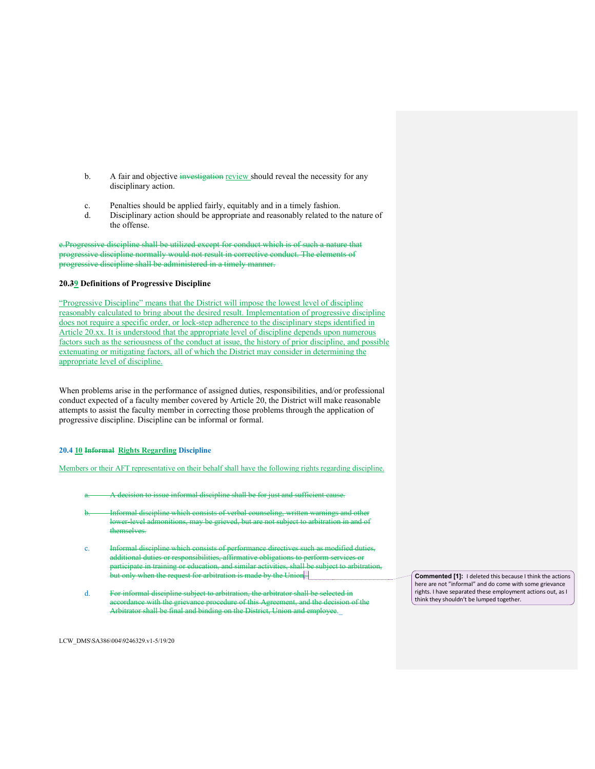b. A fair and objective ~~investigation~~ review should reveal the necessity for any disciplinary action.

c. Penalties should be applied fairly, equitably and in a timely fashion.

d. Disciplinary action should be appropriate and reasonably related to the nature of the offense.

~~e.Progressive discipline shall be utilized except for conduct which is of such a nature that progressive discipline normally would not result in corrective conduct. The elements of progressive discipline shall be administered in a timely manner.~~

**20.~~3~~9 Definitions of Progressive Discipline**

"Progressive Discipline" means that the District will impose the lowest level of discipline reasonably calculated to bring about the desired result. Implementation of progressive discipline does not require a specific order, or lock-step adherence to the disciplinary steps identified in Article 20.xx. It is understood that the appropriate level of discipline depends upon numerous factors such as the seriousness of the conduct at issue, the history of prior discipline, and possible extenuating or mitigating factors, all of which the District may consider in determining the appropriate level of discipline.

When problems arise in the performance of assigned duties, responsibilities, and/or professional conduct expected of a faculty member covered by Article 20, the District will make reasonable attempts to assist the faculty member in correcting those problems through the application of progressive discipline. Discipline can be informal or formal.

**20.4 10 ~~Informal~~ Rights Regarding Discipline**

Members or their AFT representative on their behalf shall have the following rights regarding discipline.

~~a. A decision to issue informal discipline shall be for just and sufficient cause.~~

~~b. Informal discipline which consists of verbal counseling, written warnings and other lower-level admonitions, may be grieved, but are not subject to arbitration in and of themselves.~~

~~c. Informal discipline which consists of performance directives such as modified duties, additional duties or responsibilities, affirmative obligations to perform services or participate in training or education, and similar activities, shall be subject to arbitration, but only when the request for arbitration is made by the Union.~~

~~d. For informal discipline subject to arbitration, the arbitrator shall be selected in accordance with the grievance procedure of this Agreement, and the decision of the Arbitrator shall be final and binding on the District, Union and employee.~~

**Commented [1]:** I deleted this because I think the actions here are not "informal" and do come with some grievance rights. I have separated these employment actions out, as I think they shouldn't be lumped together.

LCW_DMS\SA386\004\9246329.v1-5/19/20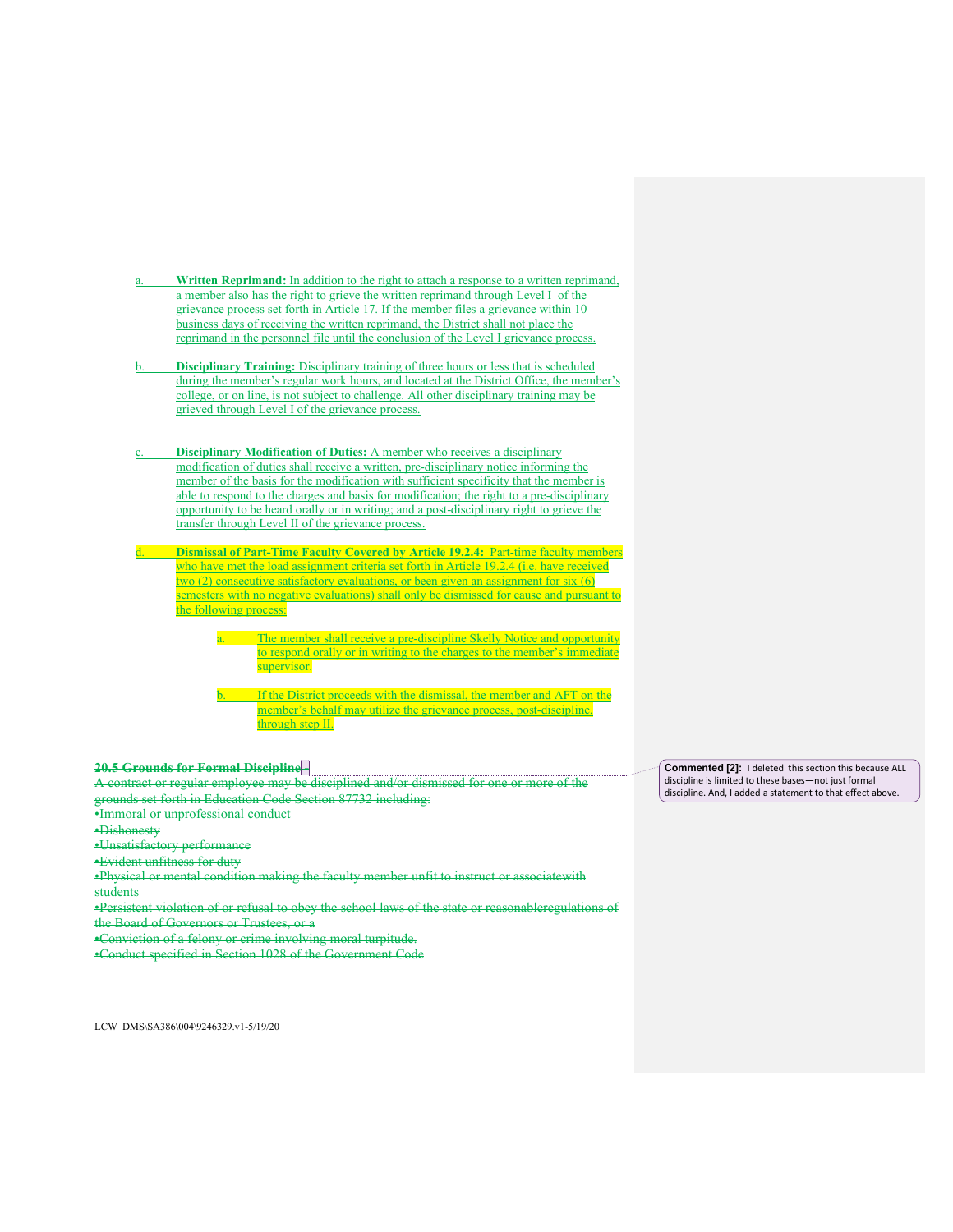a. **Written Reprimand:** In addition to the right to attach a response to a written reprimand, a member also has the right to grieve the written reprimand through Level I of the grievance process set forth in Article 17. If the member files a grievance within 10 business days of receiving the written reprimand, the District shall not place the reprimand in the personnel file until the conclusion of the Level I grievance process.

b. **Disciplinary Training:** Disciplinary training of three hours or less that is scheduled during the member's regular work hours, and located at the District Office, the member's college, or on line, is not subject to challenge. All other disciplinary training may be grieved through Level I of the grievance process.

c. **Disciplinary Modification of Duties:** A member who receives a disciplinary modification of duties shall receive a written, pre-disciplinary notice informing the member of the basis for the modification with sufficient specificity that the member is able to respond to the charges and basis for modification; the right to a pre-disciplinary opportunity to be heard orally or in writing; and a post-disciplinary right to grieve the transfer through Level II of the grievance process.

d. **Dismissal of Part-Time Faculty Covered by Article 19.2.4:** Part-time faculty members who have met the load assignment criteria set forth in Article 19.2.4 (i.e. have received two (2) consecutive satisfactory evaluations, or been given an assignment for six (6) semesters with no negative evaluations) shall only be dismissed for cause and pursuant to the following process:

   a. The member shall receive a pre-discipline Skelly Notice and opportunity to respond orally or in writing to the charges to the member's immediate supervisor.

   b. If the District proceeds with the dismissal, the member and AFT on the member's behalf may utilize the grievance process, post-discipline, through step II.

~~**20.5 Grounds for Formal Discipline**~~

~~A contract or regular employee may be disciplined and/or dismissed for one or more of the grounds set forth in Education Code Section 87732 including:~~
~~•Immoral or unprofessional conduct~~
~~•Dishonesty~~
~~•Unsatisfactory performance~~
~~•Evident unfitness for duty~~
~~•Physical or mental condition making the faculty member unfit to instruct or associatewith students~~
~~•Persistent violation of or refusal to obey the school laws of the state or reasonableregulations of the Board of Governors or Trustees, or a~~
~~•Conviction of a felony or crime involving moral turpitude.~~
~~•Conduct specified in Section 1028 of the Government Code~~

**Commented [2]:** I deleted this section this because ALL discipline is limited to these bases—not just formal discipline. And, I added a statement to that effect above.

LCW_DMS\SA386\004\9246329.v1-5/19/20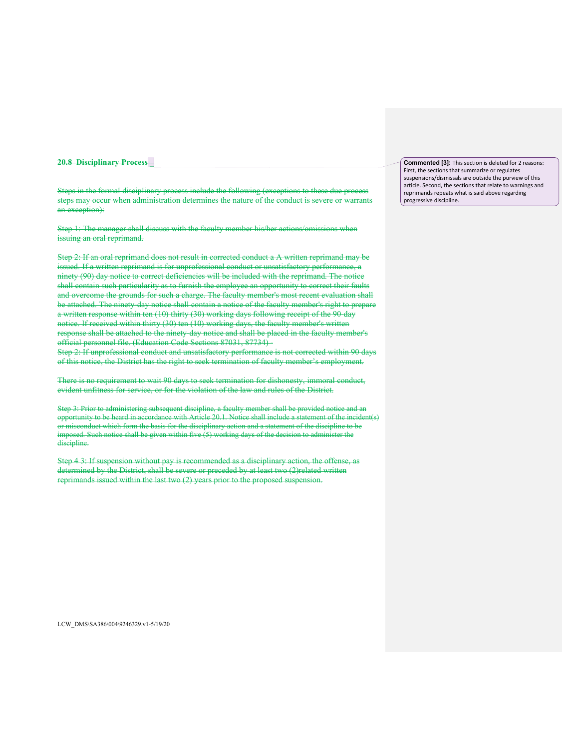**20.8 Disciplinary Process**

Steps in the formal disciplinary process include the following (exceptions to these due process steps may occur when administration determines the nature of the conduct is severe or warrants an exception):

Step 1: The manager shall discuss with the faculty member his/her actions/omissions when issuing an oral reprimand.

Step 2: If an oral reprimand does not result in corrected conduct a A written reprimand may be issued. If a written reprimand is for unprofessional conduct or unsatisfactory performance, a ninety (90) day notice to correct deficiencies will be included with the reprimand. The notice shall contain such particularity as to furnish the employee an opportunity to correct their faults and overcome the grounds for such a charge. The faculty member's most recent evaluation shall be attached. The ninety-day notice shall contain a notice of the faculty member's right to prepare a written response within ten (10) thirty (30) working days following receipt of the 90-day notice. If received within thirty (30) ten (10) working days, the faculty member's written response shall be attached to the ninety-day notice and shall be placed in the faculty member's official personnel file. (Education Code Sections 87031, 87734)

Step 2: If unprofessional conduct and unsatisfactory performance is not corrected within 90 days of this notice, the District has the right to seek termination of faculty member's employment.

There is no requirement to wait 90 days to seek termination for dishonesty, immoral conduct, evident unfitness for service, or for the violation of the law and rules of the District.

Step 3: Prior to administering subsequent discipline, a faculty member shall be provided notice and an opportunity to be heard in accordance with Article 20.1. Notice shall include a statement of the incident(s) or misconduct which form the basis for the disciplinary action and a statement of the discipline to be imposed. Such notice shall be given within five (5) working days of the decision to administer the discipline.

Step 4 3: If suspension without pay is recommended as a disciplinary action, the offense, as determined by the District, shall be severe or preceded by at least two (2)related written reprimands issued within the last two (2) years prior to the proposed suspension.

**Commented [3]:** This section is deleted for 2 reasons: First, the sections that summarize or regulates suspensions/dismissals are outside the purview of this article. Second, the sections that relate to warnings and reprimands repeats what is said above regarding progressive discipline.